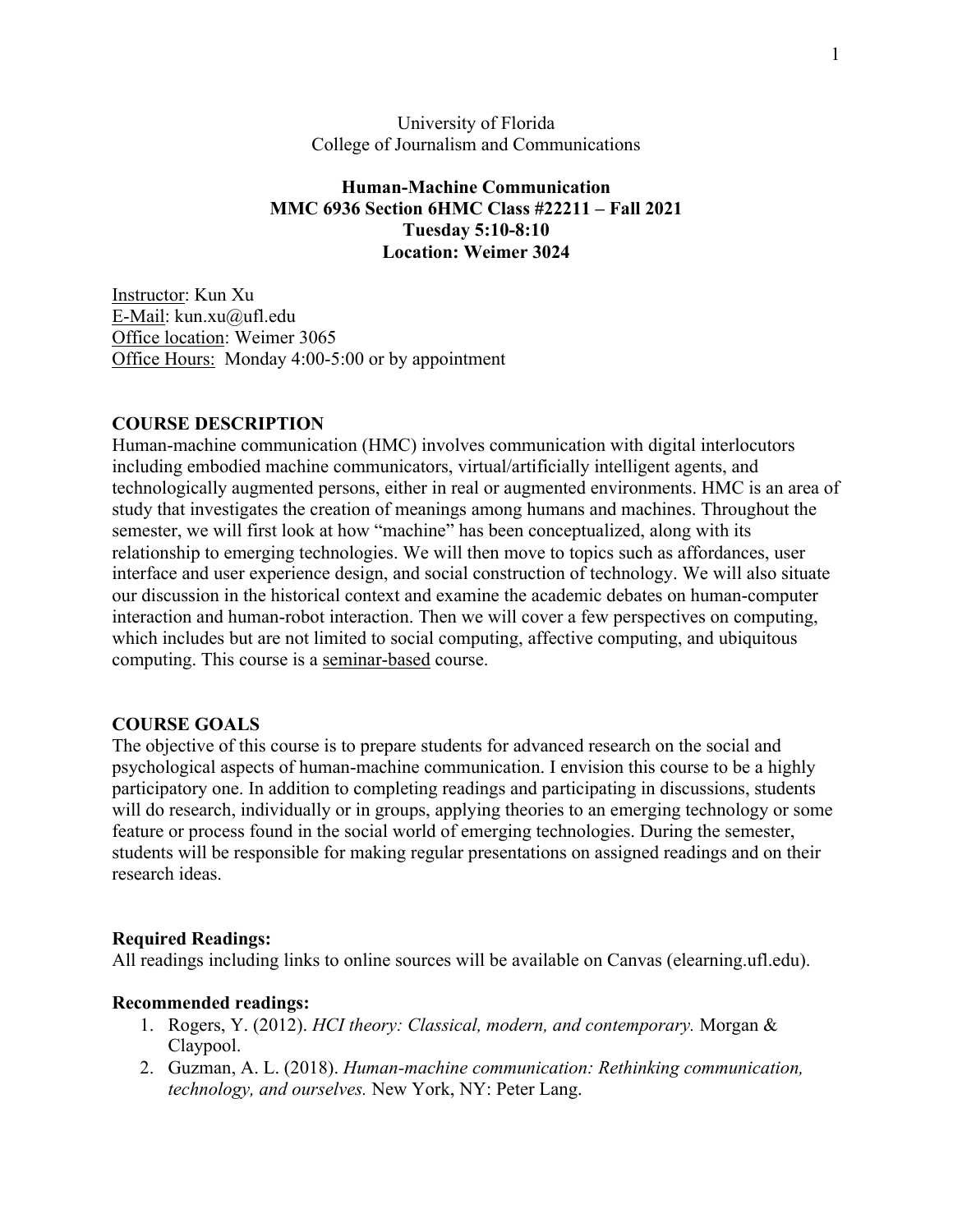University of Florida
College of Journalism and Communications

**Human-Machine Communication**
**MMC 6936 Section 6HMC Class #22211 – Fall 2021**
**Tuesday 5:10-8:10**
**Location: Weimer 3024**

Instructor: Kun Xu
E-Mail: kun.xu@ufl.edu
Office location: Weimer 3065
Office Hours: Monday 4:00-5:00 or by appointment

## COURSE DESCRIPTION

Human-machine communication (HMC) involves communication with digital interlocutors including embodied machine communicators, virtual/artificially intelligent agents, and technologically augmented persons, either in real or augmented environments. HMC is an area of study that investigates the creation of meanings among humans and machines. Throughout the semester, we will first look at how "machine" has been conceptualized, along with its relationship to emerging technologies. We will then move to topics such as affordances, user interface and user experience design, and social construction of technology. We will also situate our discussion in the historical context and examine the academic debates on human-computer interaction and human-robot interaction. Then we will cover a few perspectives on computing, which includes but are not limited to social computing, affective computing, and ubiquitous computing. This course is a seminar-based course.

## COURSE GOALS

The objective of this course is to prepare students for advanced research on the social and psychological aspects of human-machine communication. I envision this course to be a highly participatory one. In addition to completing readings and participating in discussions, students will do research, individually or in groups, applying theories to an emerging technology or some feature or process found in the social world of emerging technologies. During the semester, students will be responsible for making regular presentations on assigned readings and on their research ideas.

### Required Readings:

All readings including links to online sources will be available on Canvas (elearning.ufl.edu).

### Recommended readings:

1. Rogers, Y. (2012). *HCI theory: Classical, modern, and contemporary.* Morgan & Claypool.
2. Guzman, A. L. (2018). *Human-machine communication: Rethinking communication, technology, and ourselves.* New York, NY: Peter Lang.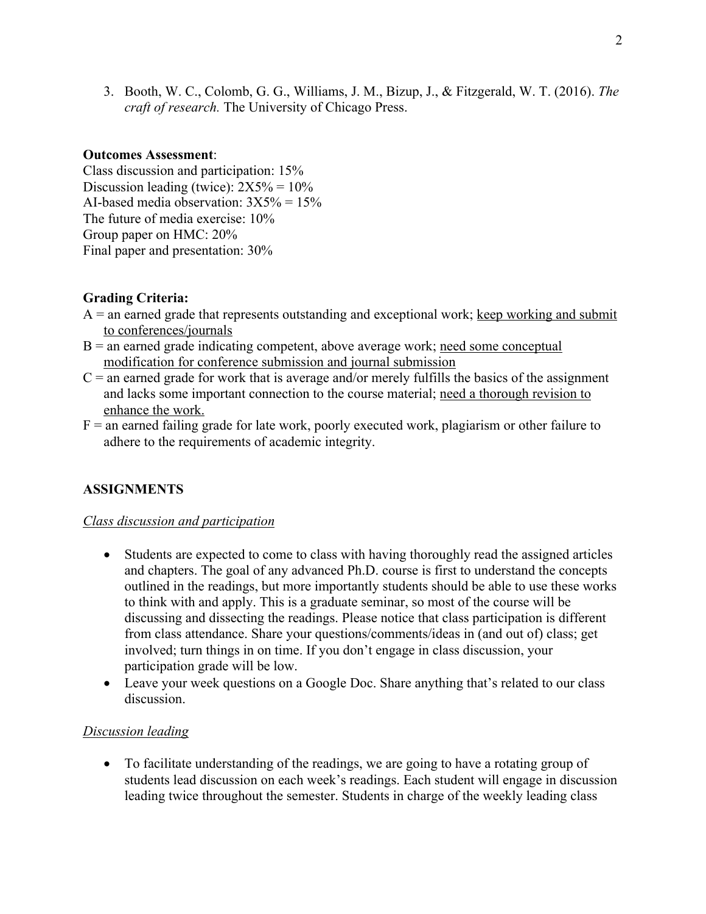3. Booth, W. C., Colomb, G. G., Williams, J. M., Bizup, J., & Fitzgerald, W. T. (2016). *The craft of research.* The University of Chicago Press.

**Outcomes Assessment**:

Class discussion and participation: 15%
Discussion leading (twice): 2X5% = 10%
AI-based media observation: 3X5% = 15%
The future of media exercise: 10%
Group paper on HMC: 20%
Final paper and presentation: 30%

**Grading Criteria:**

A = an earned grade that represents outstanding and exceptional work; <u>keep working and submit to conferences/journals</u>
B = an earned grade indicating competent, above average work; <u>need some conceptual modification for conference submission and journal submission</u>
C = an earned grade for work that is average and/or merely fulfills the basics of the assignment and lacks some important connection to the course material; <u>need a thorough revision to enhance the work.</u>
F = an earned failing grade for late work, poorly executed work, plagiarism or other failure to adhere to the requirements of academic integrity.

**ASSIGNMENTS**

*<u>Class discussion and participation</u>*

- Students are expected to come to class with having thoroughly read the assigned articles and chapters. The goal of any advanced Ph.D. course is first to understand the concepts outlined in the readings, but more importantly students should be able to use these works to think with and apply. This is a graduate seminar, so most of the course will be discussing and dissecting the readings. Please notice that class participation is different from class attendance. Share your questions/comments/ideas in (and out of) class; get involved; turn things in on time. If you don't engage in class discussion, your participation grade will be low.
- Leave your week questions on a Google Doc. Share anything that's related to our class discussion.

*<u>Discussion leading</u>*

- To facilitate understanding of the readings, we are going to have a rotating group of students lead discussion on each week's readings. Each student will engage in discussion leading twice throughout the semester. Students in charge of the weekly leading class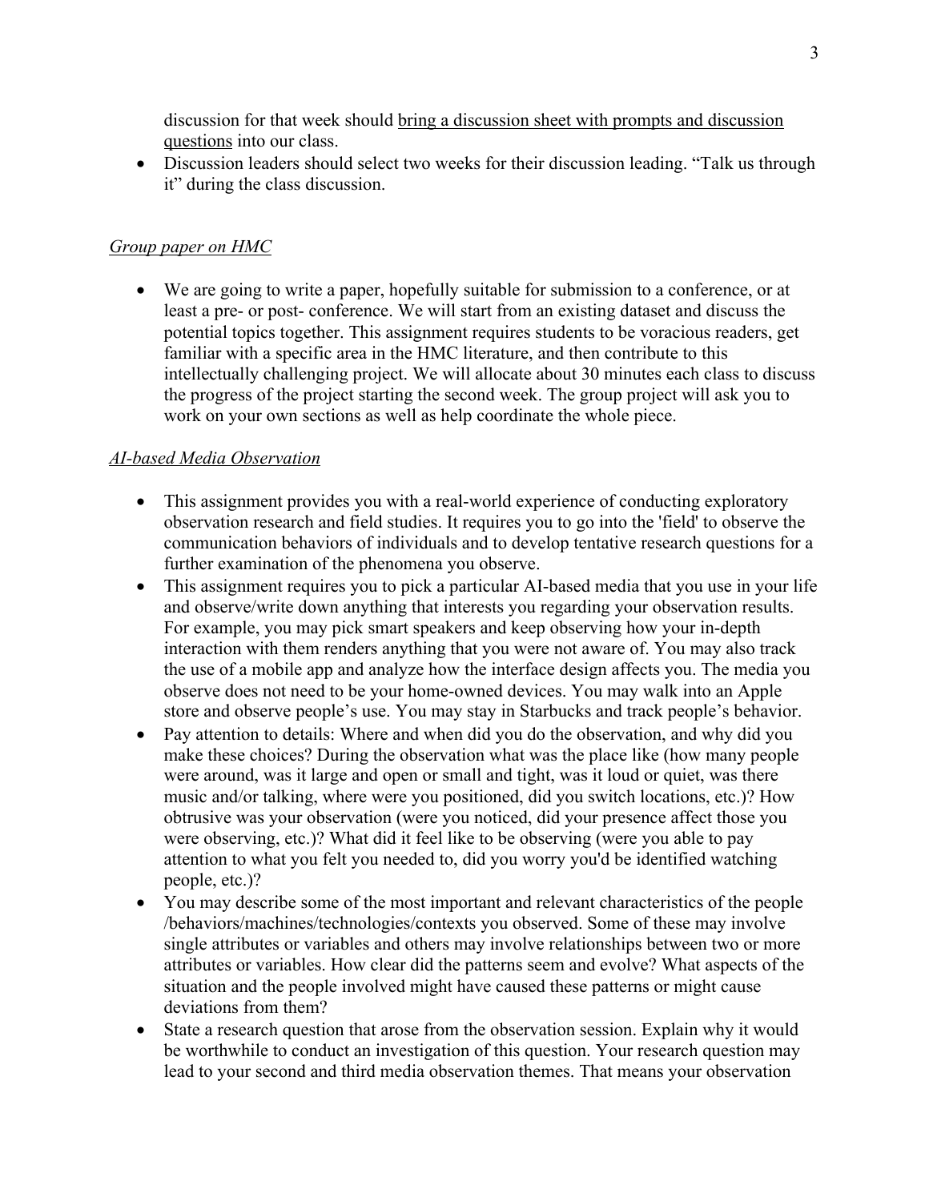discussion for that week should <u>bring a discussion sheet with prompts and discussion questions</u> into our class.

- Discussion leaders should select two weeks for their discussion leading. "Talk us through it" during the class discussion.

*<u>Group paper on HMC</u>*

- We are going to write a paper, hopefully suitable for submission to a conference, or at least a pre- or post- conference. We will start from an existing dataset and discuss the potential topics together. This assignment requires students to be voracious readers, get familiar with a specific area in the HMC literature, and then contribute to this intellectually challenging project. We will allocate about 30 minutes each class to discuss the progress of the project starting the second week. The group project will ask you to work on your own sections as well as help coordinate the whole piece.

*<u>AI-based Media Observation</u>*

- This assignment provides you with a real-world experience of conducting exploratory observation research and field studies. It requires you to go into the 'field' to observe the communication behaviors of individuals and to develop tentative research questions for a further examination of the phenomena you observe.
- This assignment requires you to pick a particular AI-based media that you use in your life and observe/write down anything that interests you regarding your observation results. For example, you may pick smart speakers and keep observing how your in-depth interaction with them renders anything that you were not aware of. You may also track the use of a mobile app and analyze how the interface design affects you. The media you observe does not need to be your home-owned devices. You may walk into an Apple store and observe people's use. You may stay in Starbucks and track people's behavior.
- Pay attention to details: Where and when did you do the observation, and why did you make these choices? During the observation what was the place like (how many people were around, was it large and open or small and tight, was it loud or quiet, was there music and/or talking, where were you positioned, did you switch locations, etc.)? How obtrusive was your observation (were you noticed, did your presence affect those you were observing, etc.)? What did it feel like to be observing (were you able to pay attention to what you felt you needed to, did you worry you'd be identified watching people, etc.)?
- You may describe some of the most important and relevant characteristics of the people /behaviors/machines/technologies/contexts you observed. Some of these may involve single attributes or variables and others may involve relationships between two or more attributes or variables. How clear did the patterns seem and evolve? What aspects of the situation and the people involved might have caused these patterns or might cause deviations from them?
- State a research question that arose from the observation session. Explain why it would be worthwhile to conduct an investigation of this question. Your research question may lead to your second and third media observation themes. That means your observation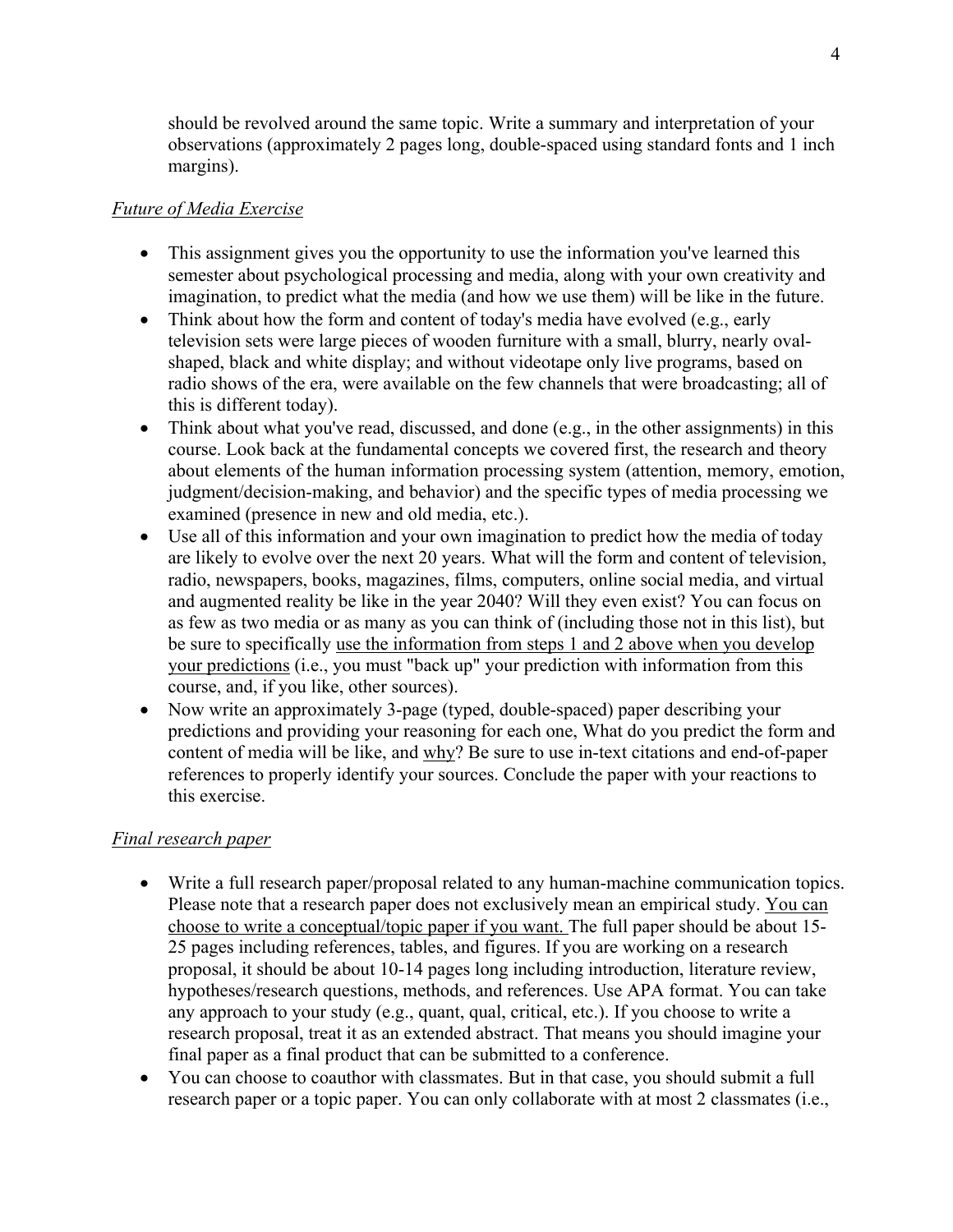should be revolved around the same topic. Write a summary and interpretation of your observations (approximately 2 pages long, double-spaced using standard fonts and 1 inch margins).

*Future of Media Exercise*

- This assignment gives you the opportunity to use the information you've learned this semester about psychological processing and media, along with your own creativity and imagination, to predict what the media (and how we use them) will be like in the future.
- Think about how the form and content of today's media have evolved (e.g., early television sets were large pieces of wooden furniture with a small, blurry, nearly oval-shaped, black and white display; and without videotape only live programs, based on radio shows of the era, were available on the few channels that were broadcasting; all of this is different today).
- Think about what you've read, discussed, and done (e.g., in the other assignments) in this course. Look back at the fundamental concepts we covered first, the research and theory about elements of the human information processing system (attention, memory, emotion, judgment/decision-making, and behavior) and the specific types of media processing we examined (presence in new and old media, etc.).
- Use all of this information and your own imagination to predict how the media of today are likely to evolve over the next 20 years. What will the form and content of television, radio, newspapers, books, magazines, films, computers, online social media, and virtual and augmented reality be like in the year 2040? Will they even exist? You can focus on as few as two media or as many as you can think of (including those not in this list), but be sure to specifically <u>use the information from steps 1 and 2 above when you develop your predictions</u> (i.e., you must "back up" your prediction with information from this course, and, if you like, other sources).
- Now write an approximately 3-page (typed, double-spaced) paper describing your predictions and providing your reasoning for each one, What do you predict the form and content of media will be like, and <u>why</u>? Be sure to use in-text citations and end-of-paper references to properly identify your sources. Conclude the paper with your reactions to this exercise.

*Final research paper*

- Write a full research paper/proposal related to any human-machine communication topics. Please note that a research paper does not exclusively mean an empirical study. <u>You can choose to write a conceptual/topic paper if you want.</u> The full paper should be about 15-25 pages including references, tables, and figures. If you are working on a research proposal, it should be about 10-14 pages long including introduction, literature review, hypotheses/research questions, methods, and references. Use APA format. You can take any approach to your study (e.g., quant, qual, critical, etc.). If you choose to write a research proposal, treat it as an extended abstract. That means you should imagine your final paper as a final product that can be submitted to a conference.
- You can choose to coauthor with classmates. But in that case, you should submit a full research paper or a topic paper. You can only collaborate with at most 2 classmates (i.e.,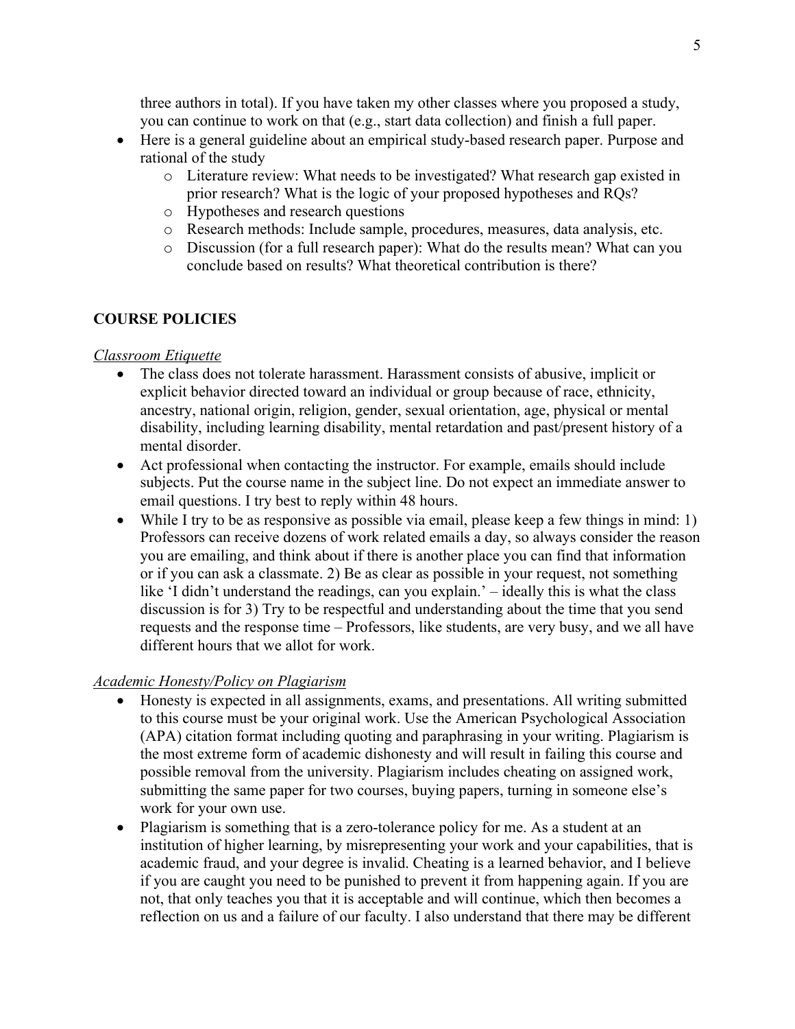three authors in total). If you have taken my other classes where you proposed a study, you can continue to work on that (e.g., start data collection) and finish a full paper.

- Here is a general guideline about an empirical study-based research paper. Purpose and rational of the study
  - Literature review: What needs to be investigated? What research gap existed in prior research? What is the logic of your proposed hypotheses and RQs?
  - Hypotheses and research questions
  - Research methods: Include sample, procedures, measures, data analysis, etc.
  - Discussion (for a full research paper): What do the results mean? What can you conclude based on results? What theoretical contribution is there?

## COURSE POLICIES

*Classroom Etiquette*

- The class does not tolerate harassment. Harassment consists of abusive, implicit or explicit behavior directed toward an individual or group because of race, ethnicity, ancestry, national origin, religion, gender, sexual orientation, age, physical or mental disability, including learning disability, mental retardation and past/present history of a mental disorder.
- Act professional when contacting the instructor. For example, emails should include subjects. Put the course name in the subject line. Do not expect an immediate answer to email questions. I try best to reply within 48 hours.
- While I try to be as responsive as possible via email, please keep a few things in mind: 1) Professors can receive dozens of work related emails a day, so always consider the reason you are emailing, and think about if there is another place you can find that information or if you can ask a classmate. 2) Be as clear as possible in your request, not something like 'I didn't understand the readings, can you explain.' – ideally this is what the class discussion is for 3) Try to be respectful and understanding about the time that you send requests and the response time – Professors, like students, are very busy, and we all have different hours that we allot for work.

*Academic Honesty/Policy on Plagiarism*

- Honesty is expected in all assignments, exams, and presentations. All writing submitted to this course must be your original work. Use the American Psychological Association (APA) citation format including quoting and paraphrasing in your writing. Plagiarism is the most extreme form of academic dishonesty and will result in failing this course and possible removal from the university. Plagiarism includes cheating on assigned work, submitting the same paper for two courses, buying papers, turning in someone else's work for your own use.
- Plagiarism is something that is a zero-tolerance policy for me. As a student at an institution of higher learning, by misrepresenting your work and your capabilities, that is academic fraud, and your degree is invalid. Cheating is a learned behavior, and I believe if you are caught you need to be punished to prevent it from happening again. If you are not, that only teaches you that it is acceptable and will continue, which then becomes a reflection on us and a failure of our faculty. I also understand that there may be different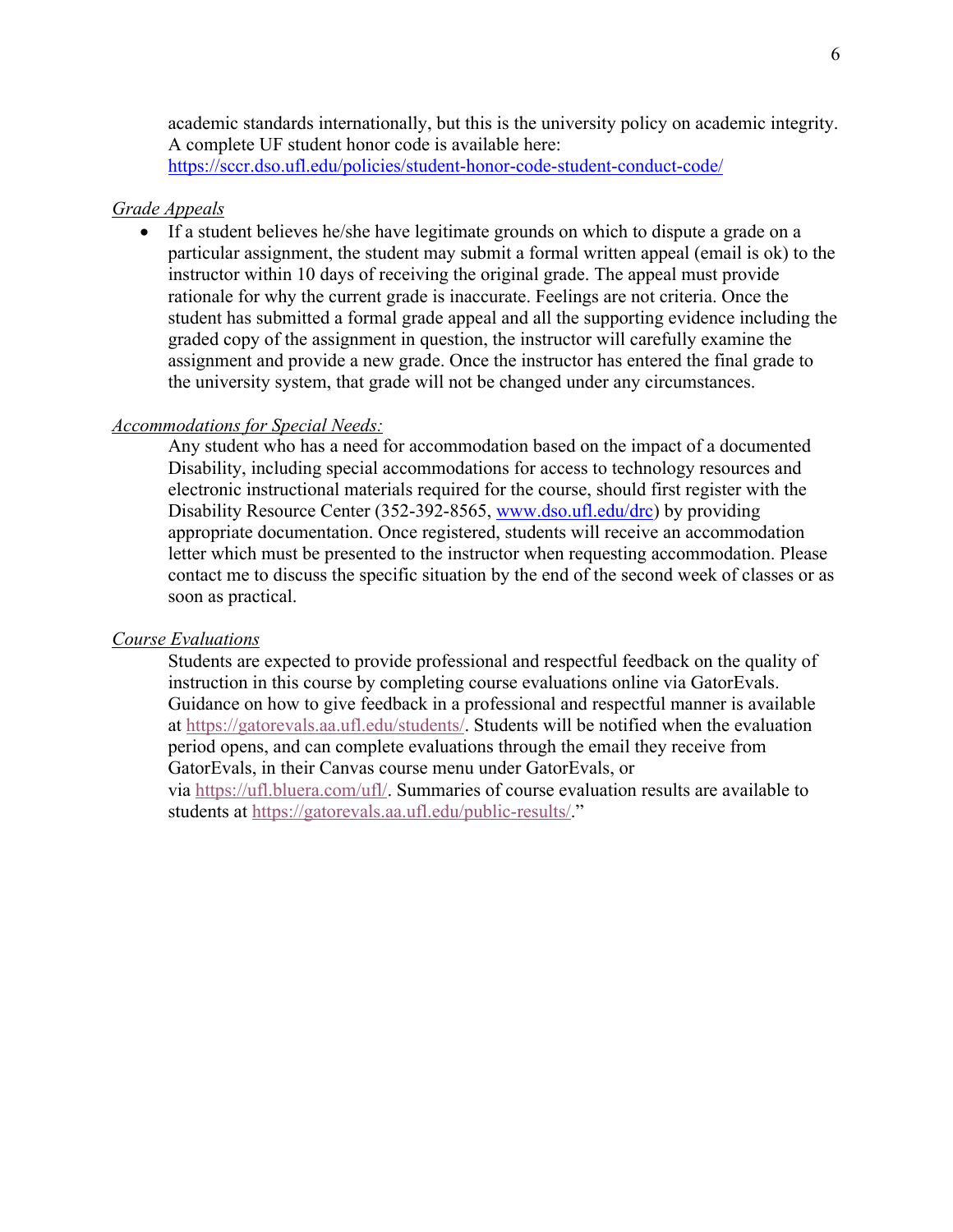academic standards internationally, but this is the university policy on academic integrity. A complete UF student honor code is available here: https://sccr.dso.ufl.edu/policies/student-honor-code-student-conduct-code/

*Grade Appeals*

- If a student believes he/she have legitimate grounds on which to dispute a grade on a particular assignment, the student may submit a formal written appeal (email is ok) to the instructor within 10 days of receiving the original grade. The appeal must provide rationale for why the current grade is inaccurate. Feelings are not criteria. Once the student has submitted a formal grade appeal and all the supporting evidence including the graded copy of the assignment in question, the instructor will carefully examine the assignment and provide a new grade. Once the instructor has entered the final grade to the university system, that grade will not be changed under any circumstances.

*Accommodations for Special Needs:*

Any student who has a need for accommodation based on the impact of a documented Disability, including special accommodations for access to technology resources and electronic instructional materials required for the course, should first register with the Disability Resource Center (352-392-8565, www.dso.ufl.edu/drc) by providing appropriate documentation. Once registered, students will receive an accommodation letter which must be presented to the instructor when requesting accommodation. Please contact me to discuss the specific situation by the end of the second week of classes or as soon as practical.

*Course Evaluations*

Students are expected to provide professional and respectful feedback on the quality of instruction in this course by completing course evaluations online via GatorEvals. Guidance on how to give feedback in a professional and respectful manner is available at https://gatorevals.aa.ufl.edu/students/. Students will be notified when the evaluation period opens, and can complete evaluations through the email they receive from GatorEvals, in their Canvas course menu under GatorEvals, or via https://ufl.bluera.com/ufl/. Summaries of course evaluation results are available to students at https://gatorevals.aa.ufl.edu/public-results/."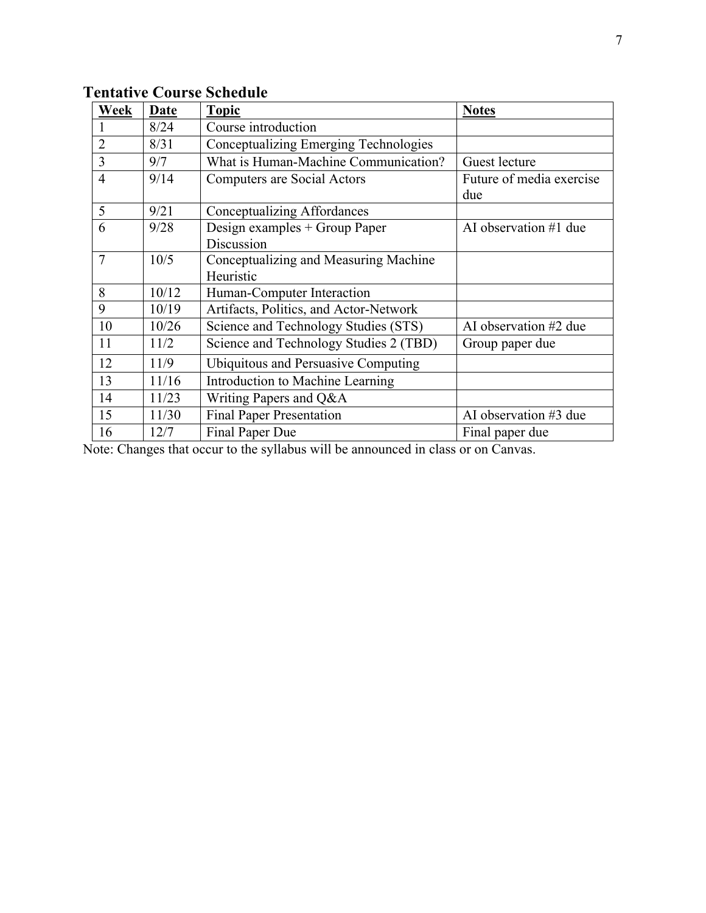## Tentative Course Schedule

| Week | Date | Topic | Notes |
|---|---|---|---|
| 1 | 8/24 | Course introduction | |
| 2 | 8/31 | Conceptualizing Emerging Technologies | |
| 3 | 9/7 | What is Human-Machine Communication? | Guest lecture |
| 4 | 9/14 | Computers are Social Actors | Future of media exercise due |
| 5 | 9/21 | Conceptualizing Affordances | |
| 6 | 9/28 | Design examples + Group Paper Discussion | AI observation #1 due |
| 7 | 10/5 | Conceptualizing and Measuring Machine Heuristic | |
| 8 | 10/12 | Human-Computer Interaction | |
| 9 | 10/19 | Artifacts, Politics, and Actor-Network | |
| 10 | 10/26 | Science and Technology Studies (STS) | AI observation #2 due |
| 11 | 11/2 | Science and Technology Studies 2 (TBD) | Group paper due |
| 12 | 11/9 | Ubiquitous and Persuasive Computing | |
| 13 | 11/16 | Introduction to Machine Learning | |
| 14 | 11/23 | Writing Papers and Q&A | |
| 15 | 11/30 | Final Paper Presentation | AI observation #3 due |
| 16 | 12/7 | Final Paper Due | Final paper due |

Note: Changes that occur to the syllabus will be announced in class or on Canvas.